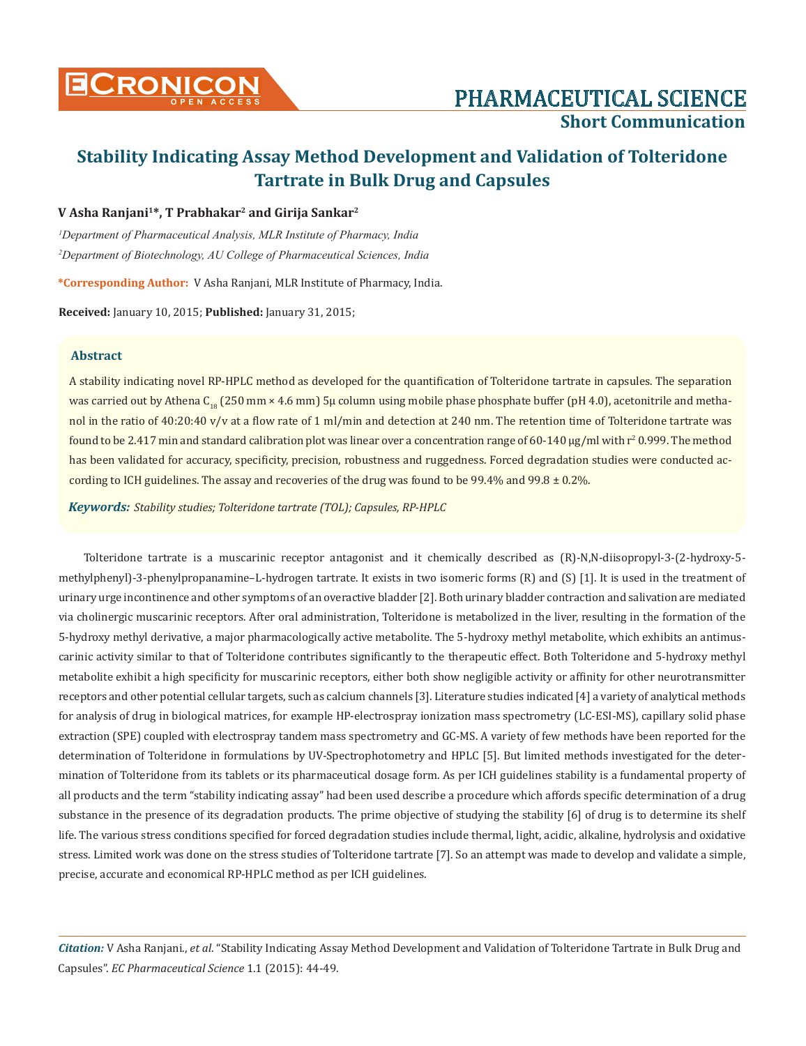# Stability Indicating Assay Method Development and Validation of Tolteridone Tartrate in Bulk Drug and Capsules

**V Asha Ranjani[1]*, T Prabhakar[2] and Girija Sankar[2]**

*[1]Department of Pharmaceutical Analysis, MLR Institute of Pharmacy, India*

*[2]Department of Biotechnology, AU College of Pharmaceutical Sciences, India*

***Corresponding Author:** V Asha Ranjani, MLR Institute of Pharmacy, India.

**Received:** January 10, 2015; **Published:** January 31, 2015;

## Abstract

A stability indicating novel RP-HPLC method as developed for the quantification of Tolteridone tartrate in capsules. The separation was carried out by Athena $C_{18}$ (250 mm × 4.6 mm) 5µ column using mobile phase phosphate buffer (pH 4.0), acetonitrile and methanol in the ratio of 40:20:40 v/v at a flow rate of 1 ml/min and detection at 240 nm. The retention time of Tolteridone tartrate was found to be 2.417 min and standard calibration plot was linear over a concentration range of 60-140 µg/ml with $r^2$ 0.999. The method has been validated for accuracy, specificity, precision, robustness and ruggedness. Forced degradation studies were conducted according to ICH guidelines. The assay and recoveries of the drug was found to be 99.4% and 99.8 ± 0.2%.

***Keywords:*** *Stability studies; Tolteridone tartrate (TOL); Capsules, RP-HPLC*

Tolteridone tartrate is a muscarinic receptor antagonist and it chemically described as (R)-N,N-diisopropyl-3-(2-hydroxy-5-methylphenyl)-3-phenylpropanamine–L-hydrogen tartrate. It exists in two isomeric forms (R) and (S) [1]. It is used in the treatment of urinary urge incontinence and other symptoms of an overactive bladder [2]. Both urinary bladder contraction and salivation are mediated via cholinergic muscarinic receptors. After oral administration, Tolteridone is metabolized in the liver, resulting in the formation of the 5-hydroxy methyl derivative, a major pharmacologically active metabolite. The 5-hydroxy methyl metabolite, which exhibits an antimuscarinic activity similar to that of Tolteridone contributes significantly to the therapeutic effect. Both Tolteridone and 5-hydroxy methyl metabolite exhibit a high specificity for muscarinic receptors, either both show negligible activity or affinity for other neurotransmitter receptors and other potential cellular targets, such as calcium channels [3]. Literature studies indicated [4] a variety of analytical methods for analysis of drug in biological matrices, for example HP-electrospray ionization mass spectrometry (LC-ESI-MS), capillary solid phase extraction (SPE) coupled with electrospray tandem mass spectrometry and GC-MS. A variety of few methods have been reported for the determination of Tolteridone in formulations by UV-Spectrophotometry and HPLC [5]. But limited methods investigated for the determination of Tolteridone from its tablets or its pharmaceutical dosage form. As per ICH guidelines stability is a fundamental property of all products and the term "stability indicating assay" had been used describe a procedure which affords specific determination of a drug substance in the presence of its degradation products. The prime objective of studying the stability [6] of drug is to determine its shelf life. The various stress conditions specified for forced degradation studies include thermal, light, acidic, alkaline, hydrolysis and oxidative stress. Limited work was done on the stress studies of Tolteridone tartrate [7]. So an attempt was made to develop and validate a simple, precise, accurate and economical RP-HPLC method as per ICH guidelines.

***Citation:*** V Asha Ranjani., *et al*. "Stability Indicating Assay Method Development and Validation of Tolteridone Tartrate in Bulk Drug and Capsules". *EC Pharmaceutical Science* 1.1 (2015): 44-49.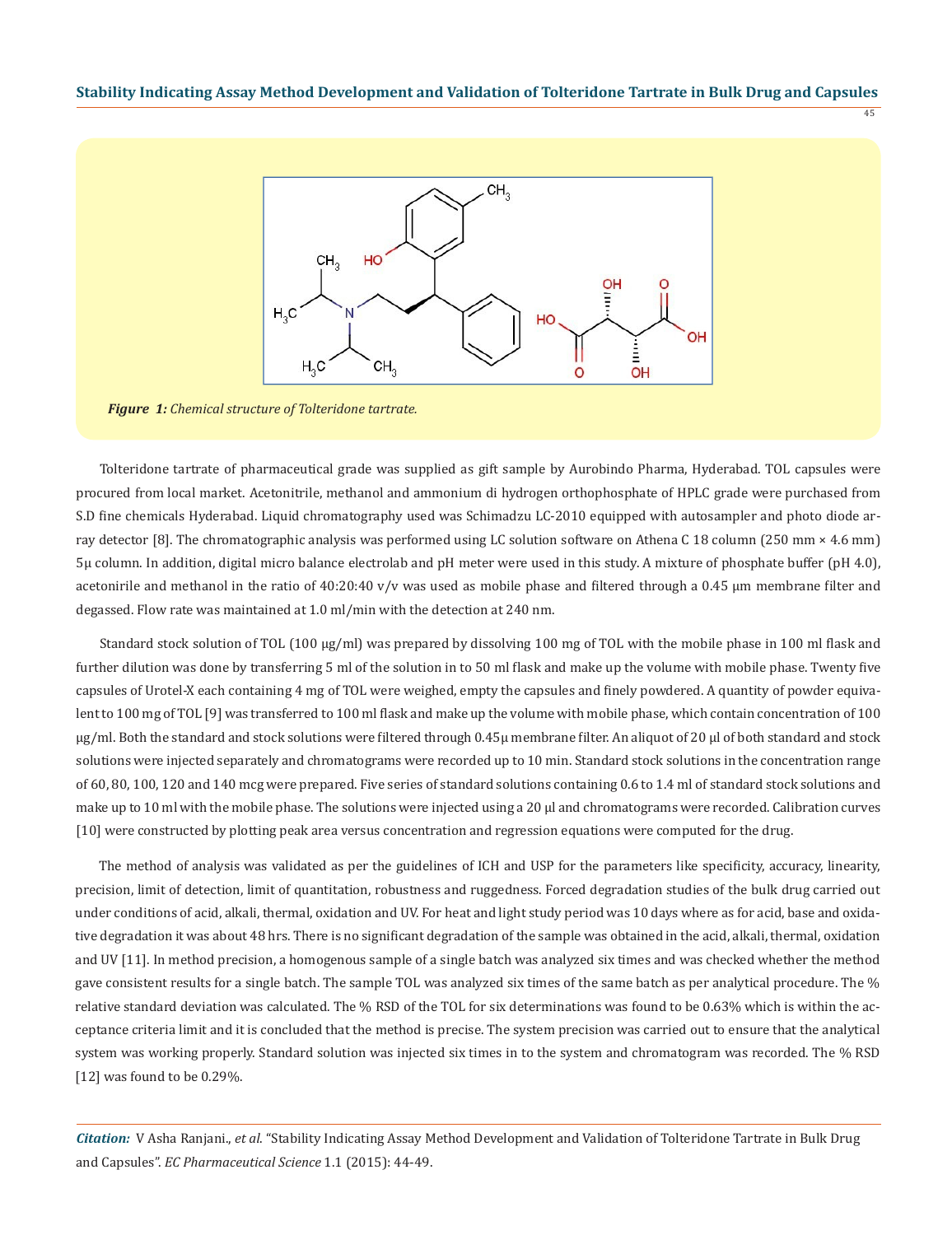*Figure 1: Chemical structure of Tolteridone tartrate.*

Tolteridone tartrate of pharmaceutical grade was supplied as gift sample by Aurobindo Pharma, Hyderabad. TOL capsules were procured from local market. Acetonitrile, methanol and ammonium di hydrogen orthophosphate of HPLC grade were purchased from S.D fine chemicals Hyderabad. Liquid chromatography used was Schimadzu LC-2010 equipped with autosampler and photo diode array detector [8]. The chromatographic analysis was performed using LC solution software on Athena C 18 column (250 mm × 4.6 mm) 5μ column. In addition, digital micro balance electrolab and pH meter were used in this study. A mixture of phosphate buffer (pH 4.0), acetonirile and methanol in the ratio of 40:20:40 v/v was used as mobile phase and filtered through a 0.45 μm membrane filter and degassed. Flow rate was maintained at 1.0 ml/min with the detection at 240 nm.

Standard stock solution of TOL (100 μg/ml) was prepared by dissolving 100 mg of TOL with the mobile phase in 100 ml flask and further dilution was done by transferring 5 ml of the solution in to 50 ml flask and make up the volume with mobile phase. Twenty five capsules of Urotel-X each containing 4 mg of TOL were weighed, empty the capsules and finely powdered. A quantity of powder equivalent to 100 mg of TOL [9] was transferred to 100 ml flask and make up the volume with mobile phase, which contain concentration of 100 μg/ml. Both the standard and stock solutions were filtered through 0.45μ membrane filter. An aliquot of 20 μl of both standard and stock solutions were injected separately and chromatograms were recorded up to 10 min. Standard stock solutions in the concentration range of 60, 80, 100, 120 and 140 mcg were prepared. Five series of standard solutions containing 0.6 to 1.4 ml of standard stock solutions and make up to 10 ml with the mobile phase. The solutions were injected using a 20 μl and chromatograms were recorded. Calibration curves [10] were constructed by plotting peak area versus concentration and regression equations were computed for the drug.

The method of analysis was validated as per the guidelines of ICH and USP for the parameters like specificity, accuracy, linearity, precision, limit of detection, limit of quantitation, robustness and ruggedness. Forced degradation studies of the bulk drug carried out under conditions of acid, alkali, thermal, oxidation and UV. For heat and light study period was 10 days where as for acid, base and oxidative degradation it was about 48 hrs. There is no significant degradation of the sample was obtained in the acid, alkali, thermal, oxidation and UV [11]. In method precision, a homogenous sample of a single batch was analyzed six times and was checked whether the method gave consistent results for a single batch. The sample TOL was analyzed six times of the same batch as per analytical procedure. The % relative standard deviation was calculated. The % RSD of the TOL for six determinations was found to be 0.63% which is within the acceptance criteria limit and it is concluded that the method is precise. The system precision was carried out to ensure that the analytical system was working properly. Standard solution was injected six times in to the system and chromatogram was recorded. The % RSD [12] was found to be 0.29%.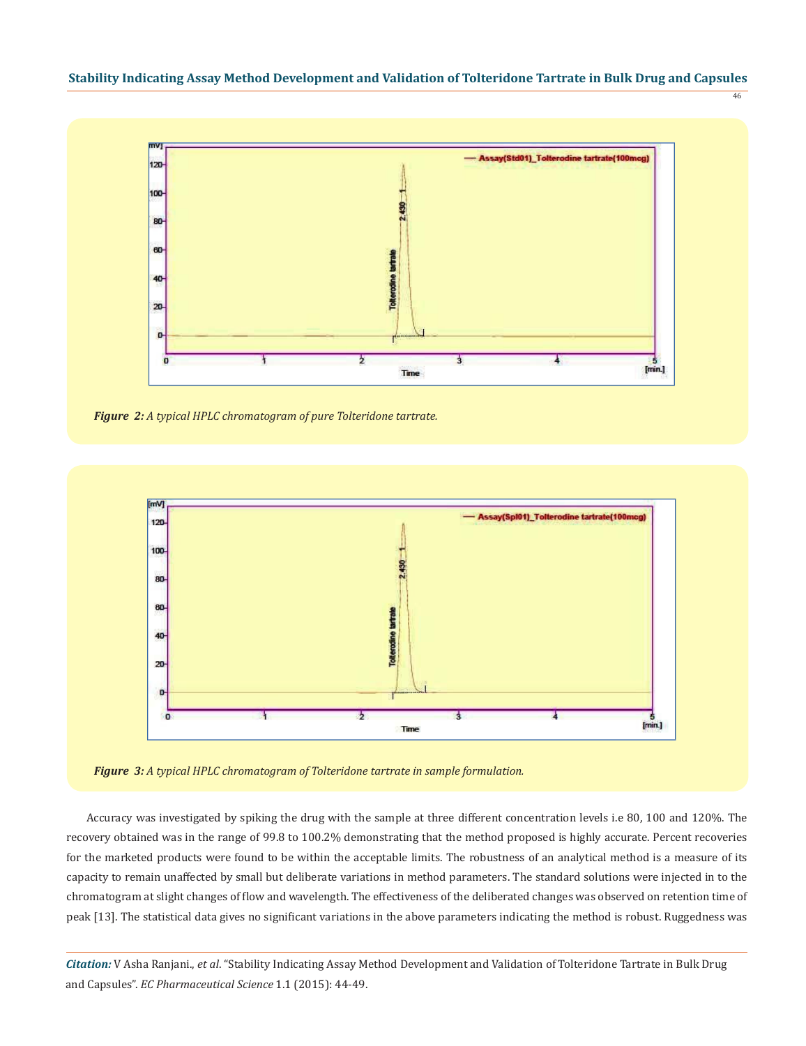*Figure 2: A typical HPLC chromatogram of pure Tolteridone tartrate.*

*Figure 3: A typical HPLC chromatogram of Tolteridone tartrate in sample formulation.*

Accuracy was investigated by spiking the drug with the sample at three different concentration levels i.e 80, 100 and 120%. The recovery obtained was in the range of 99.8 to 100.2% demonstrating that the method proposed is highly accurate. Percent recoveries for the marketed products were found to be within the acceptable limits. The robustness of an analytical method is a measure of its capacity to remain unaffected by small but deliberate variations in method parameters. The standard solutions were injected in to the chromatogram at slight changes of flow and wavelength. The effectiveness of the deliberated changes was observed on retention time of peak [13]. The statistical data gives no significant variations in the above parameters indicating the method is robust. Ruggedness was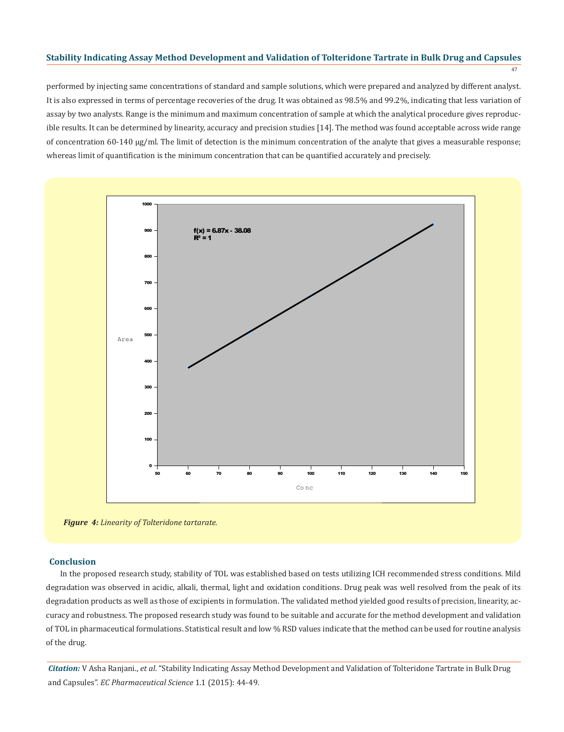performed by injecting same concentrations of standard and sample solutions, which were prepared and analyzed by different analyst. It is also expressed in terms of percentage recoveries of the drug. It was obtained as 98.5% and 99.2%, indicating that less variation of assay by two analysts. Range is the minimum and maximum concentration of sample at which the analytical procedure gives reproducible results. It can be determined by linearity, accuracy and precision studies [14]. The method was found acceptable across wide range of concentration 60-140 µg/ml. The limit of detection is the minimum concentration of the analyte that gives a measurable response; whereas limit of quantification is the minimum concentration that can be quantified accurately and precisely.

***Figure 4:*** *Linearity of Tolteridone tartarate.*

## Conclusion

In the proposed research study, stability of TOL was established based on tests utilizing ICH recommended stress conditions. Mild degradation was observed in acidic, alkali, thermal, light and oxidation conditions. Drug peak was well resolved from the peak of its degradation products as well as those of excipients in formulation. The validated method yielded good results of precision, linearity, accuracy and robustness. The proposed research study was found to be suitable and accurate for the method development and validation of TOL in pharmaceutical formulations. Statistical result and low % RSD values indicate that the method can be used for routine analysis of the drug.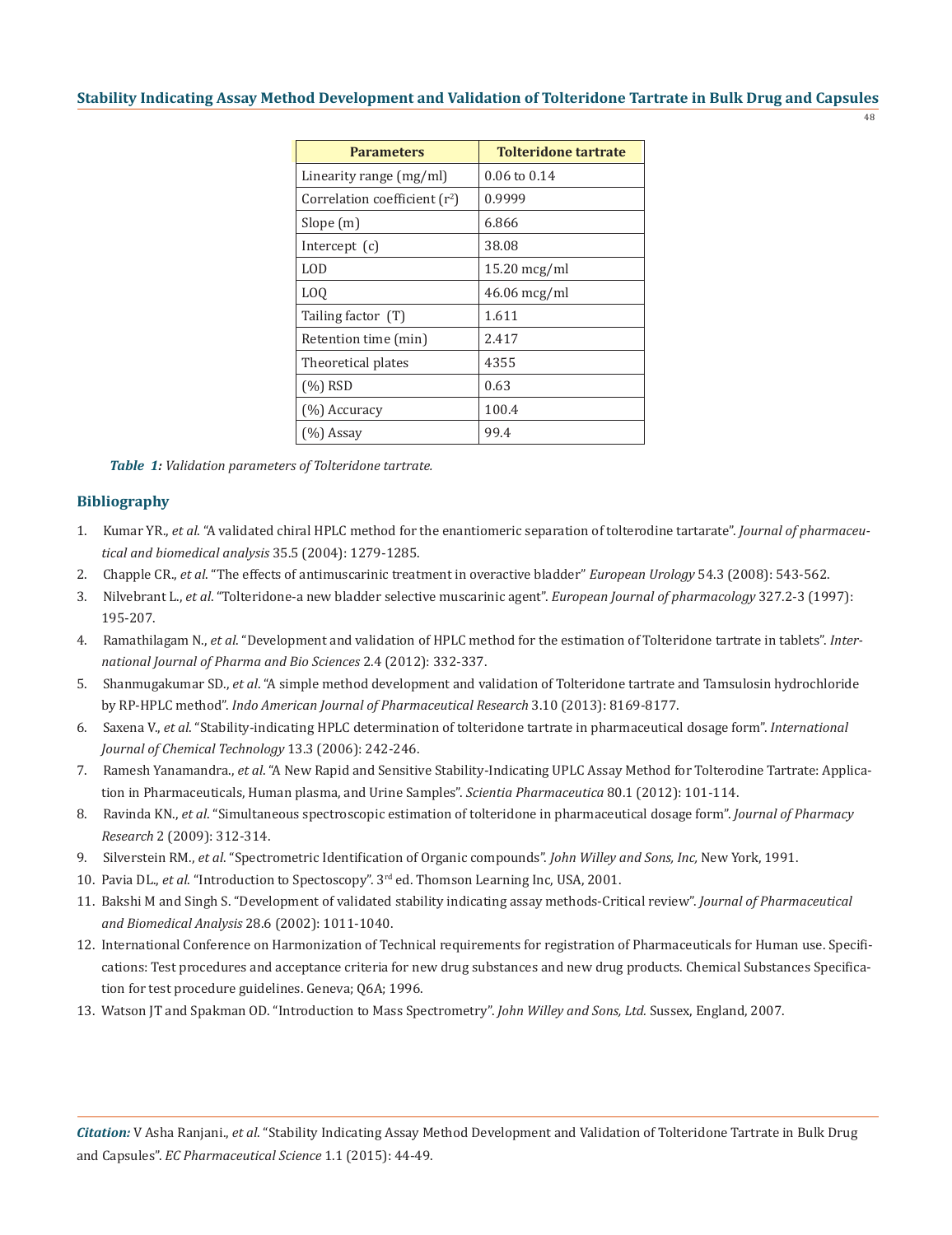| Parameters | Tolteridone tartrate |
|---|---|
| Linearity range (mg/ml) | 0.06 to 0.14 |
| Correlation coefficient ($r^2$) | 0.9999 |
| Slope (m) | 6.866 |
| Intercept (c) | 38.08 |
| LOD | 15.20 mcg/ml |
| LOQ | 46.06 mcg/ml |
| Tailing factor (T) | 1.611 |
| Retention time (min) | 2.417 |
| Theoretical plates | 4355 |
| (%) RSD | 0.63 |
| (%) Accuracy | 100.4 |
| (%) Assay | 99.4 |

***Table 1:*** *Validation parameters of Tolteridone tartrate.*

## Bibliography

1. Kumar YR., *et al*. "A validated chiral HPLC method for the enantiomeric separation of tolterodine tartarate". *Journal of pharmaceutical and biomedical analysis* 35.5 (2004): 1279-1285.
2. Chapple CR., *et al*. "The effects of antimuscarinic treatment in overactive bladder" *European Urology* 54.3 (2008): 543-562.
3. Nilvebrant L., *et al*. "Tolteridone-a new bladder selective muscarinic agent". *European Journal of pharmacology* 327.2-3 (1997): 195-207.
4. Ramathilagam N., *et al*. "Development and validation of HPLC method for the estimation of Tolteridone tartrate in tablets". *International Journal of Pharma and Bio Sciences* 2.4 (2012): 332-337.
5. Shanmugakumar SD., *et al*. "A simple method development and validation of Tolteridone tartrate and Tamsulosin hydrochloride by RP-HPLC method". *Indo American Journal of Pharmaceutical Research* 3.10 (2013): 8169-8177.
6. Saxena V., *et al*. "Stability-indicating HPLC determination of tolteridone tartrate in pharmaceutical dosage form". *International Journal of Chemical Technology* 13.3 (2006): 242-246.
7. Ramesh Yanamandra., *et al*. "A New Rapid and Sensitive Stability-Indicating UPLC Assay Method for Tolterodine Tartrate: Application in Pharmaceuticals, Human plasma, and Urine Samples". *Scientia Pharmaceutica* 80.1 (2012): 101-114.
8. Ravinda KN., *et al*. "Simultaneous spectroscopic estimation of tolteridone in pharmaceutical dosage form". *Journal of Pharmacy Research* 2 (2009): 312-314.
9. Silverstein RM., *et al*. "Spectrometric Identification of Organic compounds". *John Willey and Sons, Inc,* New York, 1991.
10. Pavia DL., *et al*. "Introduction to Spectoscopy". 3rd ed. Thomson Learning Inc, USA, 2001.
11. Bakshi M and Singh S. "Development of validated stability indicating assay methods-Critical review". *Journal of Pharmaceutical and Biomedical Analysis* 28.6 (2002): 1011-1040.
12. International Conference on Harmonization of Technical requirements for registration of Pharmaceuticals for Human use. Specifications: Test procedures and acceptance criteria for new drug substances and new drug products. Chemical Substances Specification for test procedure guidelines. Geneva; Q6A; 1996.
13. Watson JT and Spakman OD. "Introduction to Mass Spectrometry". *John Willey and Sons, Ltd.* Sussex, England, 2007.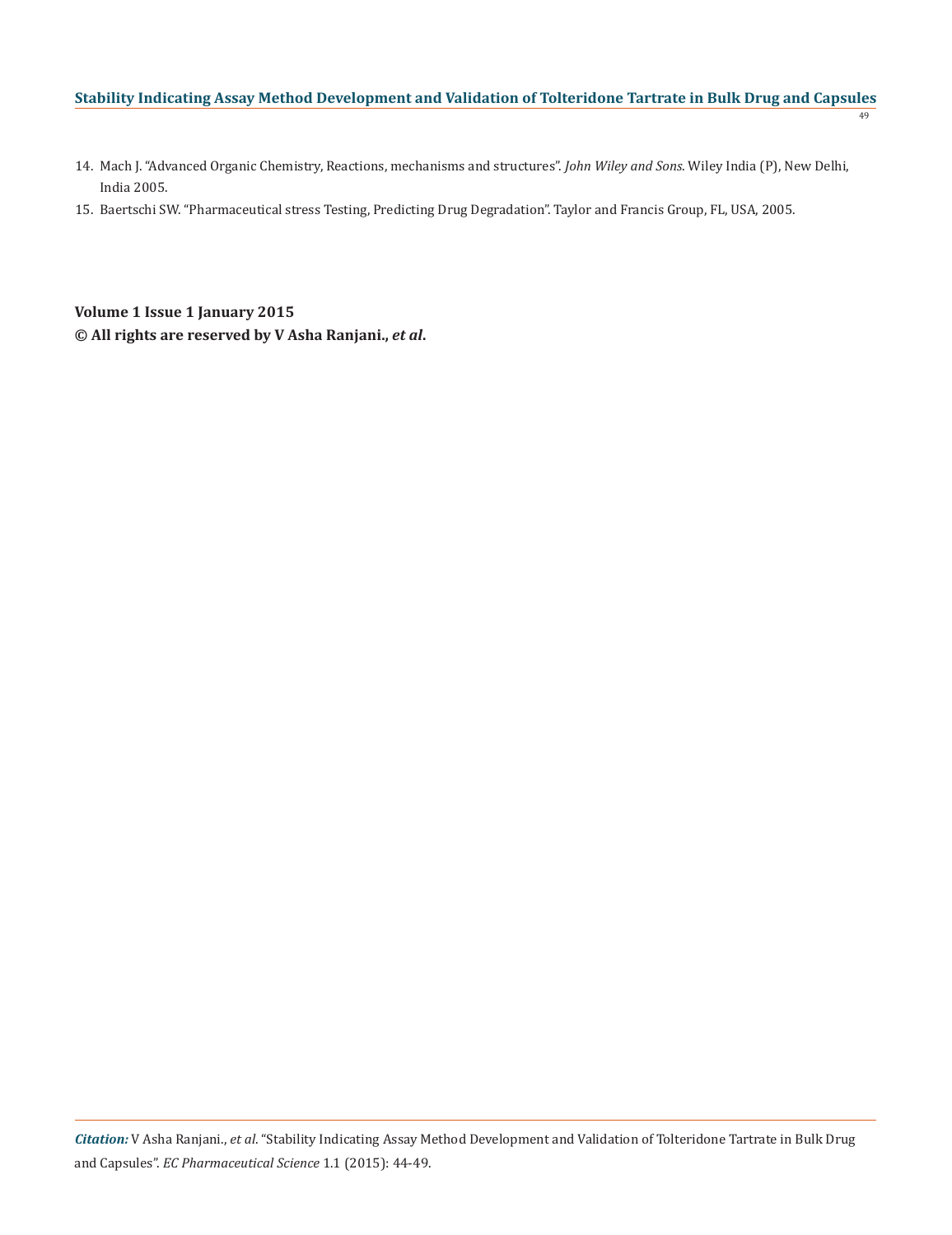14. Mach J. "Advanced Organic Chemistry, Reactions, mechanisms and structures". *John Wiley and Sons*. Wiley India (P), New Delhi, India 2005.
15. Baertschi SW. "Pharmaceutical stress Testing, Predicting Drug Degradation". Taylor and Francis Group, FL, USA, 2005.

**Volume 1 Issue 1 January 2015**
**© All rights are reserved by V Asha Ranjani., *et al*.**